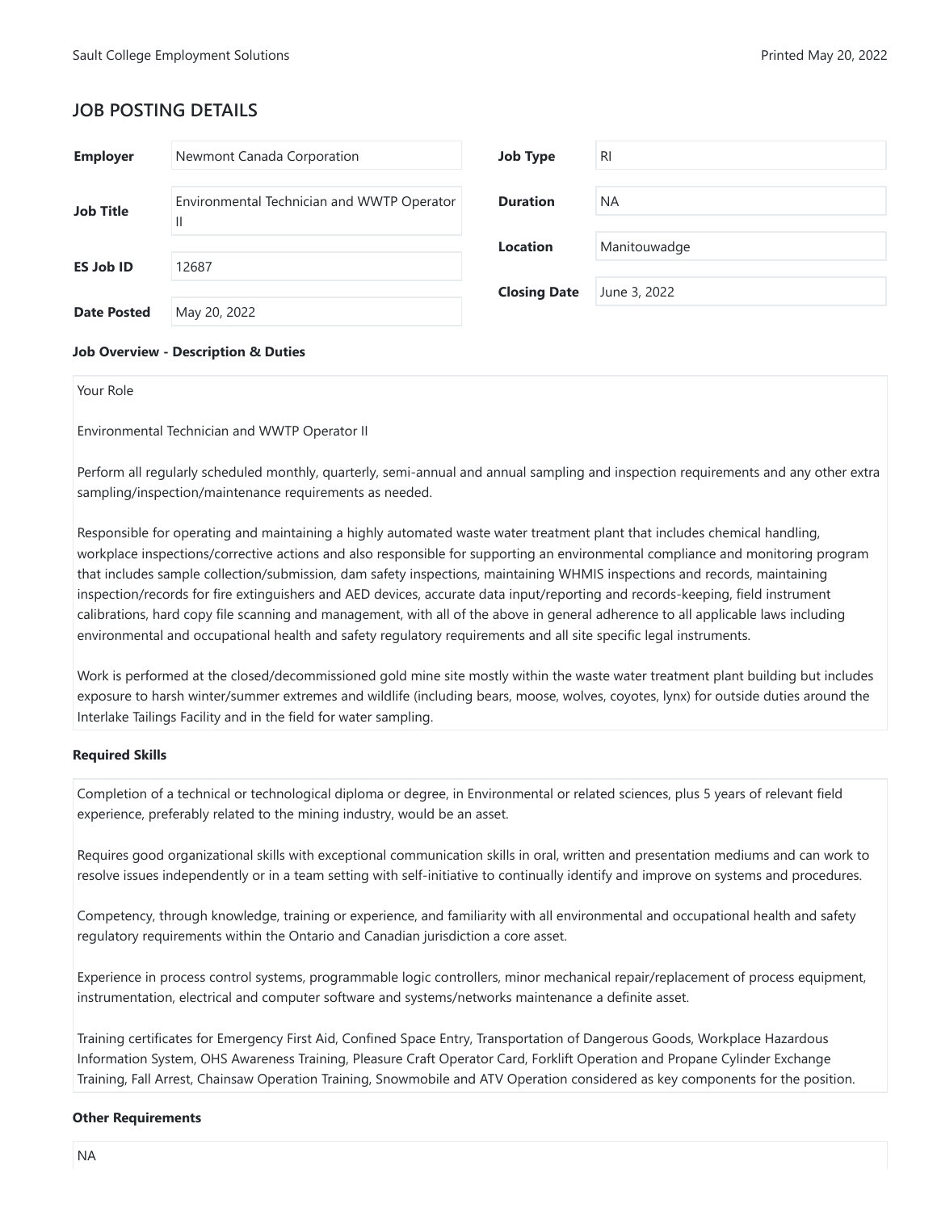## JOB POSTING DETAILS

| Field | Value | Field | Value |
|---|---|---|---|
| **Employer** | Newmont Canada Corporation | **Job Type** | RI |
| **Job Title** | Environmental Technician and WWTP Operator II | **Duration** | NA |
| **ES Job ID** | 12687 | **Location** | Manitouwadge |
| **Date Posted** | May 20, 2022 | **Closing Date** | June 3, 2022 |

**Job Overview - Description & Duties**

Your Role

Environmental Technician and WWTP Operator II

Perform all regularly scheduled monthly, quarterly, semi-annual and annual sampling and inspection requirements and any other extra sampling/inspection/maintenance requirements as needed.

Responsible for operating and maintaining a highly automated waste water treatment plant that includes chemical handling, workplace inspections/corrective actions and also responsible for supporting an environmental compliance and monitoring program that includes sample collection/submission, dam safety inspections, maintaining WHMIS inspections and records, maintaining inspection/records for fire extinguishers and AED devices, accurate data input/reporting and records-keeping, field instrument calibrations, hard copy file scanning and management, with all of the above in general adherence to all applicable laws including environmental and occupational health and safety regulatory requirements and all site specific legal instruments.

Work is performed at the closed/decommissioned gold mine site mostly within the waste water treatment plant building but includes exposure to harsh winter/summer extremes and wildlife (including bears, moose, wolves, coyotes, lynx) for outside duties around the Interlake Tailings Facility and in the field for water sampling.

**Required Skills**

Completion of a technical or technological diploma or degree, in Environmental or related sciences, plus 5 years of relevant field experience, preferably related to the mining industry, would be an asset.

Requires good organizational skills with exceptional communication skills in oral, written and presentation mediums and can work to resolve issues independently or in a team setting with self-initiative to continually identify and improve on systems and procedures.

Competency, through knowledge, training or experience, and familiarity with all environmental and occupational health and safety regulatory requirements within the Ontario and Canadian jurisdiction a core asset.

Experience in process control systems, programmable logic controllers, minor mechanical repair/replacement of process equipment, instrumentation, electrical and computer software and systems/networks maintenance a definite asset.

Training certificates for Emergency First Aid, Confined Space Entry, Transportation of Dangerous Goods, Workplace Hazardous Information System, OHS Awareness Training, Pleasure Craft Operator Card, Forklift Operation and Propane Cylinder Exchange Training, Fall Arrest, Chainsaw Operation Training, Snowmobile and ATV Operation considered as key components for the position.

**Other Requirements**

NA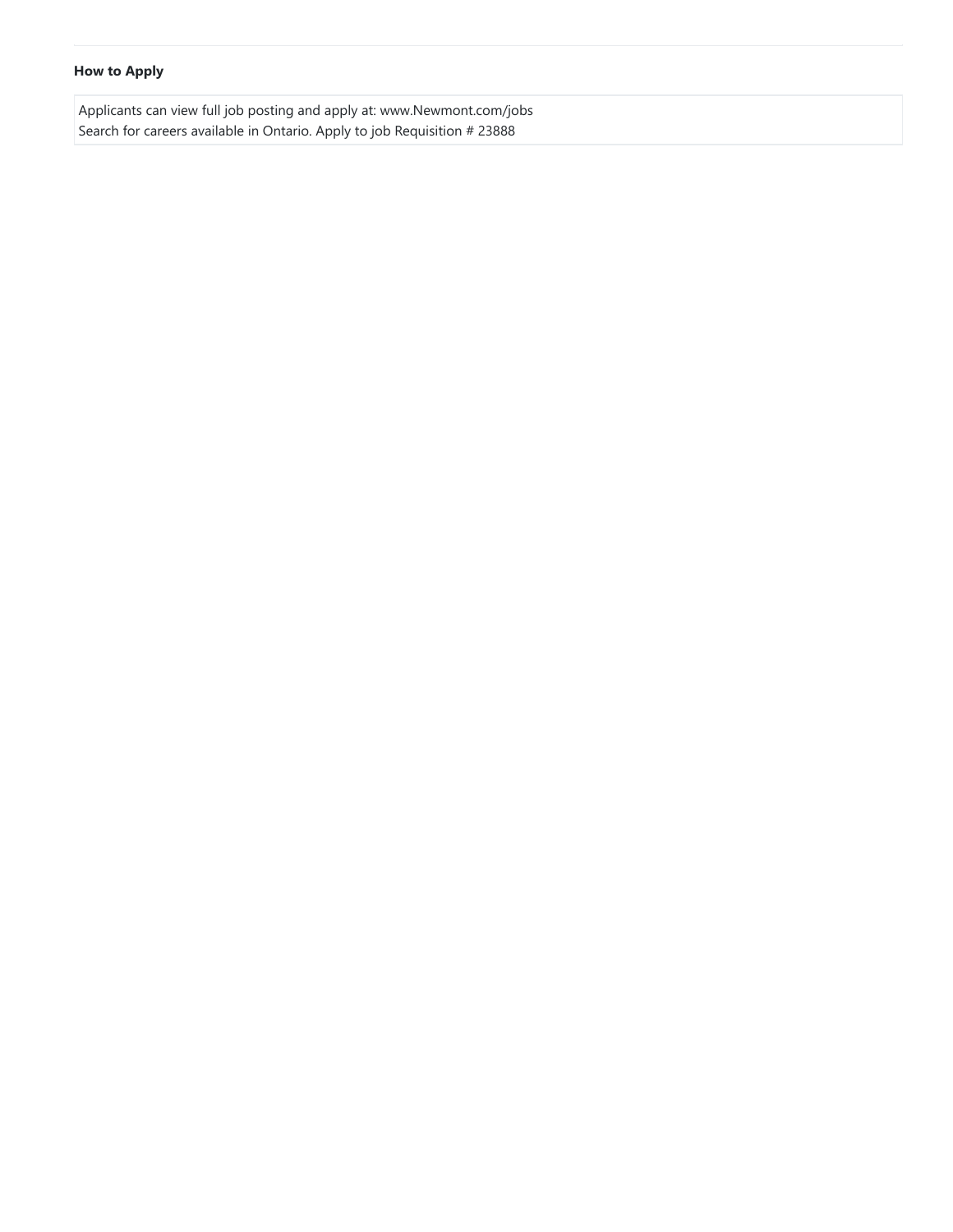**How to Apply**

| |
|---|
| Applicants can view full job posting and apply at: www.Newmont.com/jobs<br>Search for careers available in Ontario. Apply to job Requisition # 23888 |